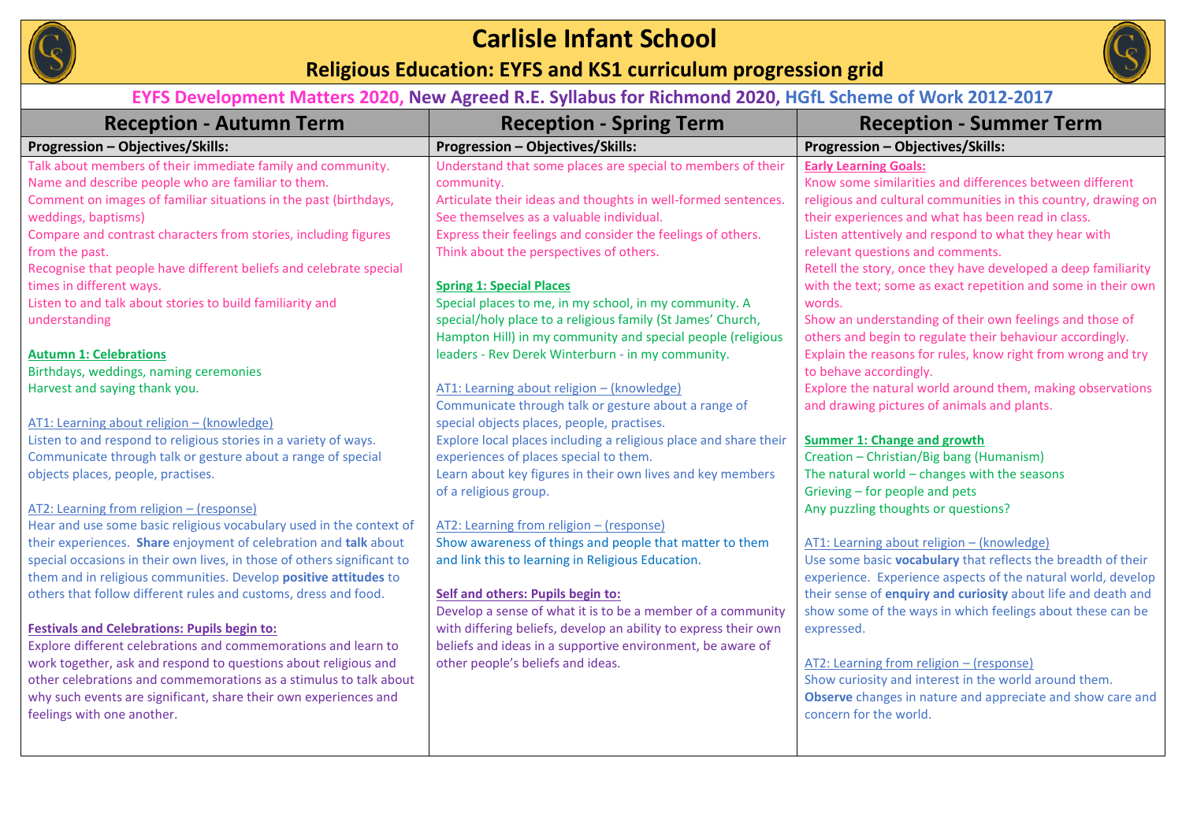# Carlisle Infant School

## Religious Education: EYFS and KS1 curriculum progression grid

**EYFS Development Matters 2020, New Agreed R.E. Syllabus for Richmond 2020, HGfL Scheme of Work 2012-2017**

| Reception - Autumn Term | Reception - Spring Term | Reception - Summer Term |
|---|---|---|
| **Progression – Objectives/Skills:** | **Progression – Objectives/Skills:** | **Progression – Objectives/Skills:** |
| Talk about members of their immediate family and community.<br>Name and describe people who are familiar to them.<br>Comment on images of familiar situations in the past (birthdays, weddings, baptisms)<br>Compare and contrast characters from stories, including figures from the past.<br>Recognise that people have different beliefs and celebrate special times in different ways.<br>Listen to and talk about stories to build familiarity and understanding<br><br>**Autumn 1: Celebrations**<br>Birthdays, weddings, naming ceremonies<br>Harvest and saying thank you.<br><br>AT1: Learning about religion – (knowledge)<br>Listen to and respond to religious stories in a variety of ways.<br>Communicate through talk or gesture about a range of special objects places, people, practises.<br><br>AT2: Learning from religion – (response)<br>Hear and use some basic religious vocabulary used in the context of their experiences. **Share** enjoyment of celebration and **talk** about special occasions in their own lives, in those of others significant to them and in religious communities. Develop **positive attitudes** to others that follow different rules and customs, dress and food.<br><br>**Festivals and Celebrations: Pupils begin to:**<br>Explore different celebrations and commemorations and learn to work together, ask and respond to questions about religious and other celebrations and commemorations as a stimulus to talk about why such events are significant, share their own experiences and feelings with one another. | Understand that some places are special to members of their community.<br>Articulate their ideas and thoughts in well-formed sentences.<br>See themselves as a valuable individual.<br>Express their feelings and consider the feelings of others.<br>Think about the perspectives of others.<br><br>**Spring 1: Special Places**<br>Special places to me, in my school, in my community. A special/holy place to a religious family (St James' Church, Hampton Hill) in my community and special people (religious leaders - Rev Derek Winterburn - in my community.<br><br>AT1: Learning about religion – (knowledge)<br>Communicate through talk or gesture about a range of special objects places, people, practises.<br>Explore local places including a religious place and share their experiences of places special to them.<br>Learn about key figures in their own lives and key members of a religious group.<br><br>AT2: Learning from religion – (response)<br>Show awareness of things and people that matter to them and link this to learning in Religious Education.<br><br>**Self and others: Pupils begin to:**<br>Develop a sense of what it is to be a member of a community with differing beliefs, develop an ability to express their own beliefs and ideas in a supportive environment, be aware of other people's beliefs and ideas. | **Early Learning Goals:**<br>Know some similarities and differences between different religious and cultural communities in this country, drawing on their experiences and what has been read in class.<br>Listen attentively and respond to what they hear with relevant questions and comments.<br>Retell the story, once they have developed a deep familiarity with the text; some as exact repetition and some in their own words.<br>Show an understanding of their own feelings and those of others and begin to regulate their behaviour accordingly.<br>Explain the reasons for rules, know right from wrong and try to behave accordingly.<br>Explore the natural world around them, making observations and drawing pictures of animals and plants.<br><br>**Summer 1: Change and growth**<br>Creation – Christian/Big bang (Humanism)<br>The natural world – changes with the seasons<br>Grieving – for people and pets<br>Any puzzling thoughts or questions?<br><br>AT1: Learning about religion – (knowledge)<br>Use some basic **vocabulary** that reflects the breadth of their experience. Experience aspects of the natural world, develop their sense of **enquiry and curiosity** about life and death and show some of the ways in which feelings about these can be expressed.<br><br>AT2: Learning from religion – (response)<br>Show curiosity and interest in the world around them. **Observe** changes in nature and appreciate and show care and concern for the world. |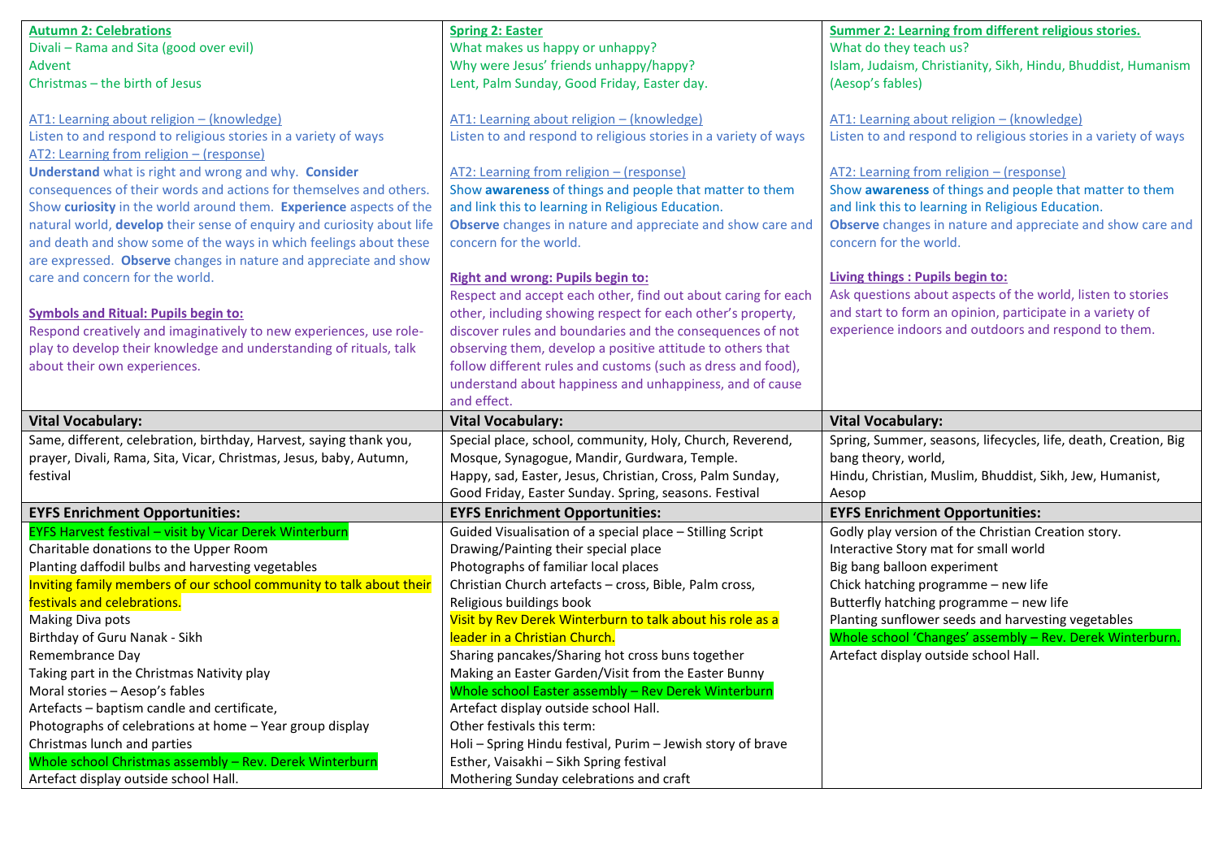| **Autumn 2: Celebrations**<br>Divali – Rama and Sita (good over evil)<br>Advent<br>Christmas – the birth of Jesus<br><br>AT1: Learning about religion – (knowledge)<br>Listen to and respond to religious stories in a variety of ways<br>AT2: Learning from religion – (response)<br>**Understand** what is right and wrong and why. **Consider** consequences of their words and actions for themselves and others. Show **curiosity** in the world around them. **Experience** aspects of the natural world, **develop** their sense of enquiry and curiosity about life and death and show some of the ways in which feelings about these are expressed. **Observe** changes in nature and appreciate and show care and concern for the world.<br><br>**Symbols and Ritual: Pupils begin to:**<br>Respond creatively and imaginatively to new experiences, use role-play to develop their knowledge and understanding of rituals, talk about their own experiences. | **Spring 2: Easter**<br>What makes us happy or unhappy?<br>Why were Jesus' friends unhappy/happy?<br>Lent, Palm Sunday, Good Friday, Easter day.<br><br>AT1: Learning about religion – (knowledge)<br>Listen to and respond to religious stories in a variety of ways<br><br>AT2: Learning from religion – (response)<br>Show **awareness** of things and people that matter to them and link this to learning in Religious Education.<br>**Observe** changes in nature and appreciate and show care and concern for the world.<br><br>**Right and wrong: Pupils begin to:**<br>Respect and accept each other, find out about caring for each other, including showing respect for each other's property, discover rules and boundaries and the consequences of not observing them, develop a positive attitude to others that follow different rules and customs (such as dress and food), understand about happiness and unhappiness, and of cause and effect. | **Summer 2: Learning from different religious stories.**<br>What do they teach us?<br>Islam, Judaism, Christianity, Sikh, Hindu, Bhuddist, Humanism (Aesop's fables)<br><br>AT1: Learning about religion – (knowledge)<br>Listen to and respond to religious stories in a variety of ways<br><br>AT2: Learning from religion – (response)<br>Show **awareness** of things and people that matter to them and link this to learning in Religious Education.<br>**Observe** changes in nature and appreciate and show care and concern for the world.<br><br>**Living things : Pupils begin to:**<br>Ask questions about aspects of the world, listen to stories and start to form an opinion, participate in a variety of experience indoors and outdoors and respond to them. |
|---|---|---|
| **Vital Vocabulary:** | **Vital Vocabulary:** | **Vital Vocabulary:** |
| Same, different, celebration, birthday, Harvest, saying thank you, prayer, Divali, Rama, Sita, Vicar, Christmas, Jesus, baby, Autumn, festival | Special place, school, community, Holy, Church, Reverend, Mosque, Synagogue, Mandir, Gurdwara, Temple.<br>Happy, sad, Easter, Jesus, Christian, Cross, Palm Sunday, Good Friday, Easter Sunday. Spring, seasons. Festival | Spring, Summer, seasons, lifecycles, life, death, Creation, Big bang theory, world,<br>Hindu, Christian, Muslim, Bhuddist, Sikh, Jew, Humanist, Aesop |
| **EYFS Enrichment Opportunities:** | **EYFS Enrichment Opportunities:** | **EYFS Enrichment Opportunities:** |
| EYFS Harvest festival – visit by Vicar Derek Winterburn<br>Charitable donations to the Upper Room<br>Planting daffodil bulbs and harvesting vegetables<br>Inviting family members of our school community to talk about their festivals and celebrations.<br>Making Diva pots<br>Birthday of Guru Nanak - Sikh<br>Remembrance Day<br>Taking part in the Christmas Nativity play<br>Moral stories – Aesop's fables<br>Artefacts – baptism candle and certificate,<br>Photographs of celebrations at home – Year group display<br>Christmas lunch and parties<br>Whole school Christmas assembly – Rev. Derek Winterburn<br>Artefact display outside school Hall. | Guided Visualisation of a special place – Stilling Script<br>Drawing/Painting their special place<br>Photographs of familiar local places<br>Christian Church artefacts – cross, Bible, Palm cross,<br>Religious buildings book<br>Visit by Rev Derek Winterburn to talk about his role as a leader in a Christian Church.<br>Sharing pancakes/Sharing hot cross buns together<br>Making an Easter Garden/Visit from the Easter Bunny<br>Whole school Easter assembly – Rev Derek Winterburn<br>Artefact display outside school Hall.<br>Other festivals this term:<br>Holi – Spring Hindu festival, Purim – Jewish story of brave Esther, Vaisakhi – Sikh Spring festival<br>Mothering Sunday celebrations and craft | Godly play version of the Christian Creation story.<br>Interactive Story mat for small world<br>Big bang balloon experiment<br>Chick hatching programme – new life<br>Butterfly hatching programme – new life<br>Planting sunflower seeds and harvesting vegetables<br>Whole school 'Changes' assembly – Rev. Derek Winterburn.<br>Artefact display outside school Hall. |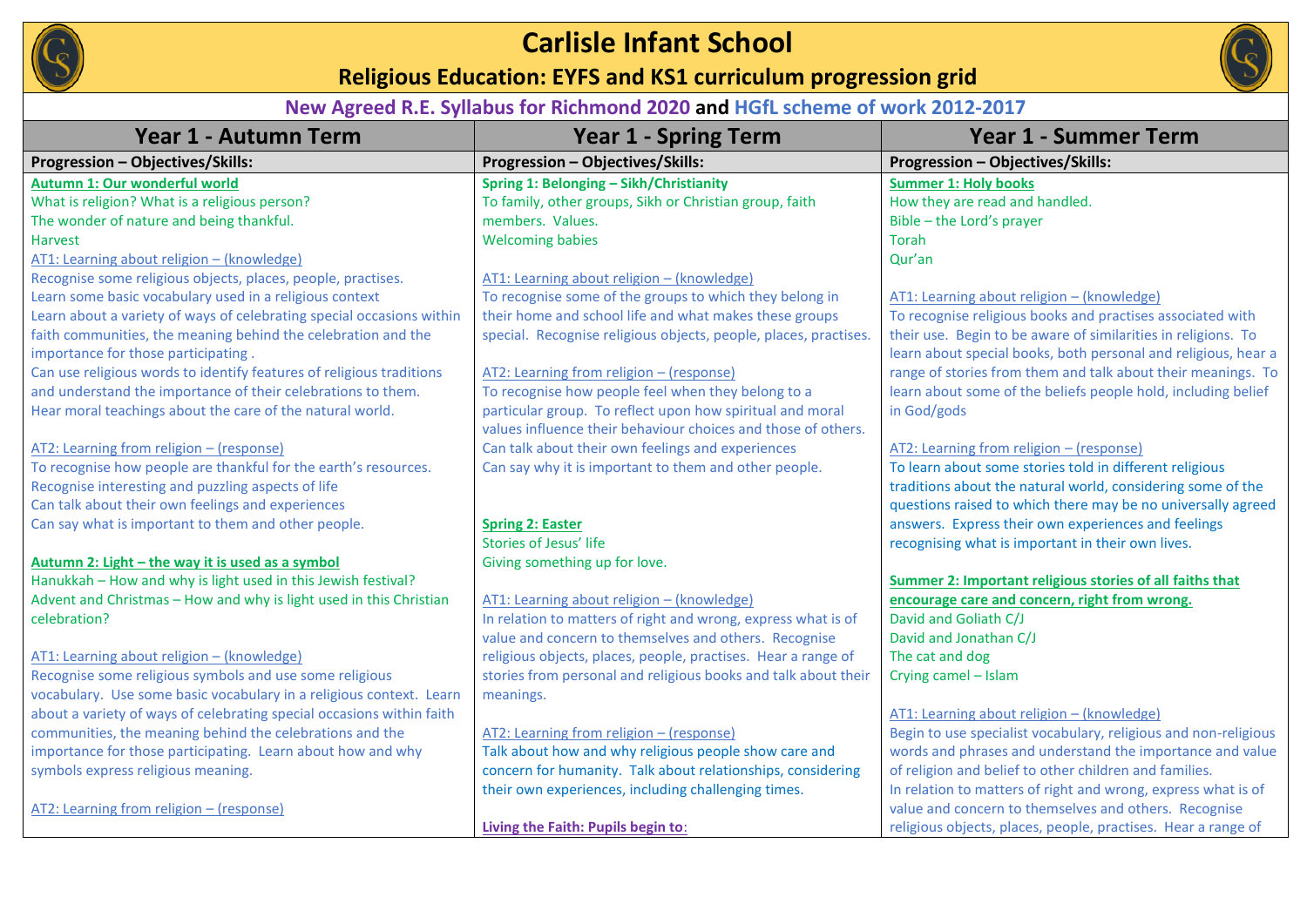# Carlisle Infant School

## Religious Education: EYFS and KS1 curriculum progression grid

### New Agreed R.E. Syllabus for Richmond 2020 and HGfL scheme of work 2012-2017

| Year 1 - Autumn Term | Year 1 - Spring Term | Year 1 - Summer Term |
|---|---|---|
| **Progression – Objectives/Skills:** | **Progression – Objectives/Skills:** | **Progression – Objectives/Skills:** |
| **Autumn 1: Our wonderful world**<br>What is religion? What is a religious person?<br>The wonder of nature and being thankful.<br>Harvest<br>AT1: Learning about religion – (knowledge)<br>Recognise some religious objects, places, people, practises.<br>Learn some basic vocabulary used in a religious context<br>Learn about a variety of ways of celebrating special occasions within faith communities, the meaning behind the celebration and the importance for those participating .<br>Can use religious words to identify features of religious traditions and understand the importance of their celebrations to them.<br>Hear moral teachings about the care of the natural world.<br><br>AT2: Learning from religion – (response)<br>To recognise how people are thankful for the earth's resources.<br>Recognise interesting and puzzling aspects of life<br>Can talk about their own feelings and experiences<br>Can say what is important to them and other people.<br><br>**Autumn 2: Light – the way it is used as a symbol**<br>Hanukkah – How and why is light used in this Jewish festival?<br>Advent and Christmas – How and why is light used in this Christian celebration?<br><br>AT1: Learning about religion – (knowledge)<br>Recognise some religious symbols and use some religious vocabulary. Use some basic vocabulary in a religious context. Learn about a variety of ways of celebrating special occasions within faith communities, the meaning behind the celebrations and the importance for those participating. Learn about how and why symbols express religious meaning.<br><br>AT2: Learning from religion – (response) | **Spring 1: Belonging – Sikh/Christianity**<br>To family, other groups, Sikh or Christian group, faith members. Values.<br>Welcoming babies<br><br>AT1: Learning about religion – (knowledge)<br>To recognise some of the groups to which they belong in their home and school life and what makes these groups special. Recognise religious objects, people, places, practises.<br><br>AT2: Learning from religion – (response)<br>To recognise how people feel when they belong to a particular group. To reflect upon how spiritual and moral values influence their behaviour choices and those of others.<br>Can talk about their own feelings and experiences<br>Can say why it is important to them and other people.<br><br>**Spring 2: Easter**<br>Stories of Jesus' life<br>Giving something up for love.<br><br>AT1: Learning about religion – (knowledge)<br>In relation to matters of right and wrong, express what is of value and concern to themselves and others. Recognise religious objects, places, people, practises. Hear a range of stories from personal and religious books and talk about their meanings.<br><br>AT2: Learning from religion – (response)<br>Talk about how and why religious people show care and concern for humanity. Talk about relationships, considering their own experiences, including challenging times.<br><br>**Living the Faith: Pupils begin to:** | **Summer 1: Holy books**<br>How they are read and handled.<br>Bible – the Lord's prayer<br>Torah<br>Qur'an<br><br>AT1: Learning about religion – (knowledge)<br>To recognise religious books and practises associated with their use. Begin to be aware of similarities in religions. To learn about special books, both personal and religious, hear a range of stories from them and talk about their meanings. To learn about some of the beliefs people hold, including belief in God/gods<br><br>AT2: Learning from religion – (response)<br>To learn about some stories told in different religious traditions about the natural world, considering some of the questions raised to which there may be no universally agreed answers. Express their own experiences and feelings recognising what is important in their own lives.<br><br>**Summer 2: Important religious stories of all faiths that encourage care and concern, right from wrong.**<br>David and Goliath C/J<br>David and Jonathan C/J<br>The cat and dog<br>Crying camel – Islam<br><br>AT1: Learning about religion – (knowledge)<br>Begin to use specialist vocabulary, religious and non-religious words and phrases and understand the importance and value of religion and belief to other children and families.<br>In relation to matters of right and wrong, express what is of value and concern to themselves and others. Recognise religious objects, places, people, practises. Hear a range of |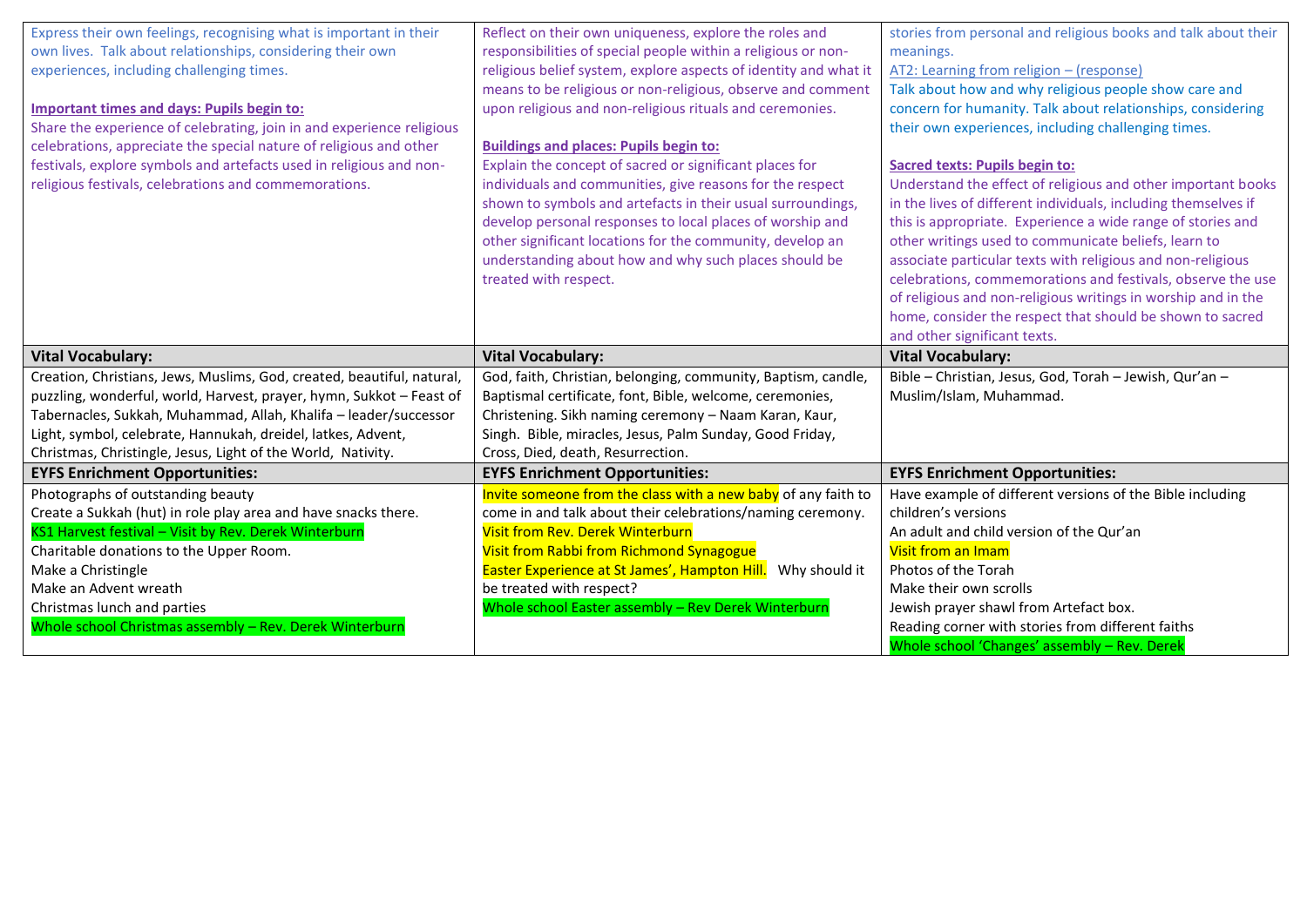| | | |
|---|---|---|
| Express their own feelings, recognising what is important in their own lives. Talk about relationships, considering their own experiences, including challenging times.<br><br>**Important times and days: Pupils begin to:**<br>Share the experience of celebrating, join in and experience religious celebrations, appreciate the special nature of religious and other festivals, explore symbols and artefacts used in religious and non-religious festivals, celebrations and commemorations. | Reflect on their own uniqueness, explore the roles and responsibilities of special people within a religious or non-religious belief system, explore aspects of identity and what it means to be religious or non-religious, observe and comment upon religious and non-religious rituals and ceremonies.<br><br>**Buildings and places: Pupils begin to:**<br>Explain the concept of sacred or significant places for individuals and communities, give reasons for the respect shown to symbols and artefacts in their usual surroundings, develop personal responses to local places of worship and other significant locations for the community, develop an understanding about how and why such places should be treated with respect. | stories from personal and religious books and talk about their meanings.<br>AT2: Learning from religion – (response)<br>Talk about how and why religious people show care and concern for humanity. Talk about relationships, considering their own experiences, including challenging times.<br><br>**Sacred texts: Pupils begin to:**<br>Understand the effect of religious and other important books in the lives of different individuals, including themselves if this is appropriate. Experience a wide range of stories and other writings used to communicate beliefs, learn to associate particular texts with religious and non-religious celebrations, commemorations and festivals, observe the use of religious and non-religious writings in worship and in the home, consider the respect that should be shown to sacred and other significant texts. |
| **Vital Vocabulary:** | **Vital Vocabulary:** | **Vital Vocabulary:** |
| Creation, Christians, Jews, Muslims, God, created, beautiful, natural, puzzling, wonderful, world, Harvest, prayer, hymn, Sukkot – Feast of Tabernacles, Sukkah, Muhammad, Allah, Khalifa – leader/successor Light, symbol, celebrate, Hannukah, dreidel, latkes, Advent, Christmas, Christingle, Jesus, Light of the World, Nativity. | God, faith, Christian, belonging, community, Baptism, candle, Baptismal certificate, font, Bible, welcome, ceremonies, Christening. Sikh naming ceremony – Naam Karan, Kaur, Singh. Bible, miracles, Jesus, Palm Sunday, Good Friday, Cross, Died, death, Resurrection. | Bible – Christian, Jesus, God, Torah – Jewish, Qur'an – Muslim/Islam, Muhammad. |
| **EYFS Enrichment Opportunities:** | **EYFS Enrichment Opportunities:** | **EYFS Enrichment Opportunities:** |
| Photographs of outstanding beauty<br>Create a Sukkah (hut) in role play area and have snacks there.<br>KS1 Harvest festival – Visit by Rev. Derek Winterburn<br>Charitable donations to the Upper Room.<br>Make a Christingle<br>Make an Advent wreath<br>Christmas lunch and parties<br>Whole school Christmas assembly – Rev. Derek Winterburn | Invite someone from the class with a new baby of any faith to come in and talk about their celebrations/naming ceremony.<br>Visit from Rev. Derek Winterburn<br>Visit from Rabbi from Richmond Synagogue<br>Easter Experience at St James', Hampton Hill. Why should it be treated with respect?<br>Whole school Easter assembly – Rev Derek Winterburn | Have example of different versions of the Bible including children's versions<br>An adult and child version of the Qur'an<br>Visit from an Imam<br>Photos of the Torah<br>Make their own scrolls<br>Jewish prayer shawl from Artefact box.<br>Reading corner with stories from different faiths<br>Whole school 'Changes' assembly – Rev. Derek |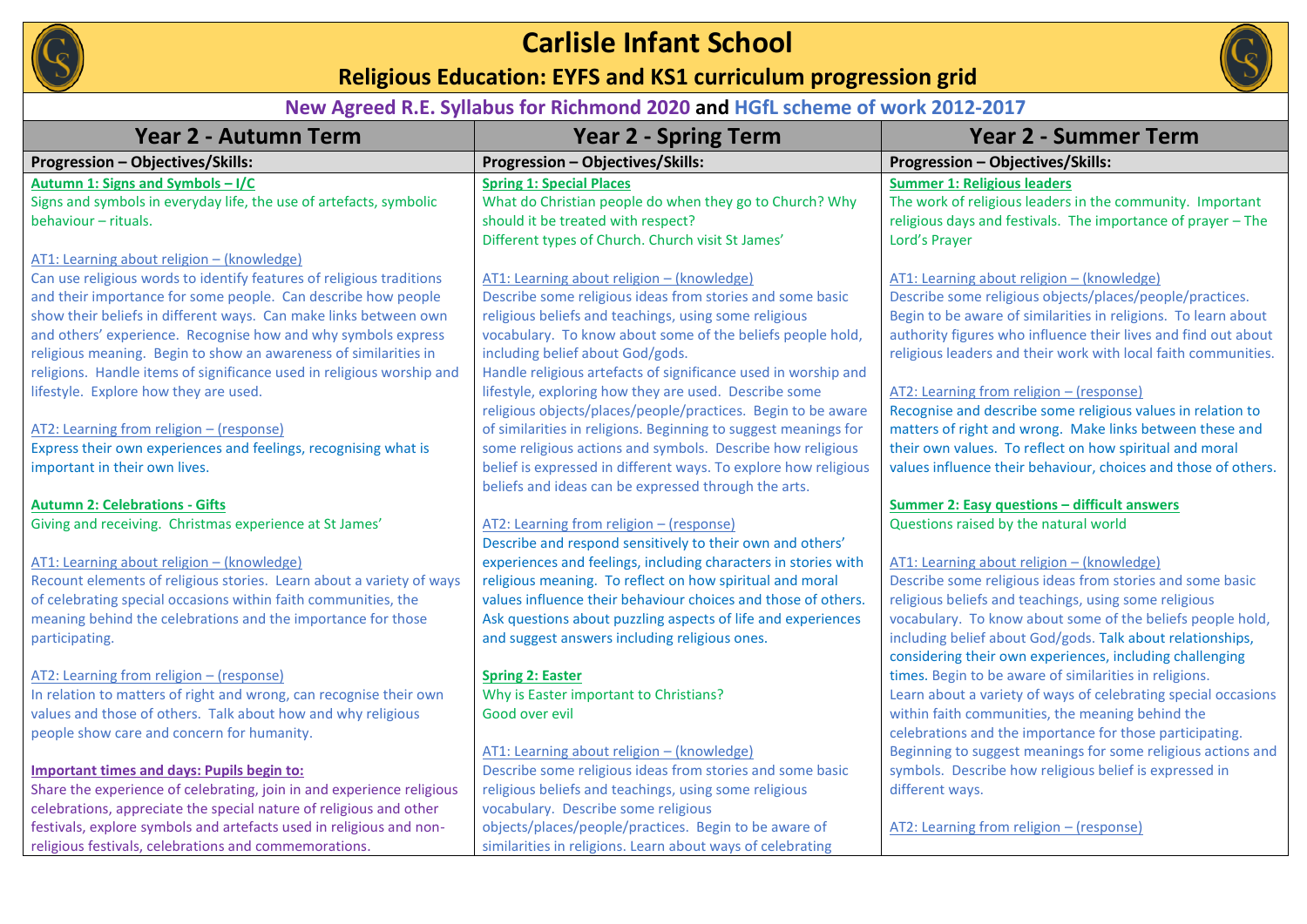# Carlisle Infant School

## Religious Education: EYFS and KS1 curriculum progression grid

**New Agreed R.E. Syllabus for Richmond 2020 and HGfL scheme of work 2012-2017**

| Year 2 - Autumn Term | Year 2 - Spring Term | Year 2 - Summer Term |
|---|---|---|
| **Progression – Objectives/Skills:** | **Progression – Objectives/Skills:** | **Progression – Objectives/Skills:** |
| **Autumn 1: Signs and Symbols – I/C**<br>Signs and symbols in everyday life, the use of artefacts, symbolic behaviour – rituals.<br><br>AT1: Learning about religion – (knowledge)<br>Can use religious words to identify features of religious traditions and their importance for some people. Can describe how people show their beliefs in different ways. Can make links between own and others' experience. Recognise how and why symbols express religious meaning. Begin to show an awareness of similarities in religions. Handle items of significance used in religious worship and lifestyle. Explore how they are used.<br><br>AT2: Learning from religion – (response)<br>Express their own experiences and feelings, recognising what is important in their own lives.<br><br>**Autumn 2: Celebrations - Gifts**<br>Giving and receiving. Christmas experience at St James'<br><br>AT1: Learning about religion – (knowledge)<br>Recount elements of religious stories. Learn about a variety of ways of celebrating special occasions within faith communities, the meaning behind the celebrations and the importance for those participating.<br><br>AT2: Learning from religion – (response)<br>In relation to matters of right and wrong, can recognise their own values and those of others. Talk about how and why religious people show care and concern for humanity.<br><br>**Important times and days: Pupils begin to:**<br>Share the experience of celebrating, join in and experience religious celebrations, appreciate the special nature of religious and other festivals, explore symbols and artefacts used in religious and non-religious festivals, celebrations and commemorations. | **Spring 1: Special Places**<br>What do Christian people do when they go to Church? Why should it be treated with respect?<br>Different types of Church. Church visit St James'<br><br>AT1: Learning about religion – (knowledge)<br>Describe some religious ideas from stories and some basic religious beliefs and teachings, using some religious vocabulary. To know about some of the beliefs people hold, including belief about God/gods.<br>Handle religious artefacts of significance used in worship and lifestyle, exploring how they are used. Describe some religious objects/places/people/practices. Begin to be aware of similarities in religions. Beginning to suggest meanings for some religious actions and symbols. Describe how religious belief is expressed in different ways. To explore how religious beliefs and ideas can be expressed through the arts.<br><br>AT2: Learning from religion – (response)<br>Describe and respond sensitively to their own and others' experiences and feelings, including characters in stories with religious meaning. To reflect on how spiritual and moral values influence their behaviour choices and those of others. Ask questions about puzzling aspects of life and experiences and suggest answers including religious ones.<br><br>**Spring 2: Easter**<br>Why is Easter important to Christians?<br>Good over evil<br><br>AT1: Learning about religion – (knowledge)<br>Describe some religious ideas from stories and some basic religious beliefs and teachings, using some religious vocabulary. Describe some religious objects/places/people/practices. Begin to be aware of similarities in religions. Learn about ways of celebrating | **Summer 1: Religious leaders**<br>The work of religious leaders in the community. Important religious days and festivals. The importance of prayer – The Lord's Prayer<br><br>AT1: Learning about religion – (knowledge)<br>Describe some religious objects/places/people/practices. Begin to be aware of similarities in religions. To learn about authority figures who influence their lives and find out about religious leaders and their work with local faith communities.<br><br>AT2: Learning from religion – (response)<br>Recognise and describe some religious values in relation to matters of right and wrong. Make links between these and their own values. To reflect on how spiritual and moral values influence their behaviour, choices and those of others.<br><br>**Summer 2: Easy questions – difficult answers**<br>Questions raised by the natural world<br><br>AT1: Learning about religion – (knowledge)<br>Describe some religious ideas from stories and some basic religious beliefs and teachings, using some religious vocabulary. To know about some of the beliefs people hold, including belief about God/gods. Talk about relationships, considering their own experiences, including challenging times. Begin to be aware of similarities in religions.<br>Learn about a variety of ways of celebrating special occasions within faith communities, the meaning behind the celebrations and the importance for those participating. Beginning to suggest meanings for some religious actions and symbols. Describe how religious belief is expressed in different ways.<br><br>AT2: Learning from religion – (response) |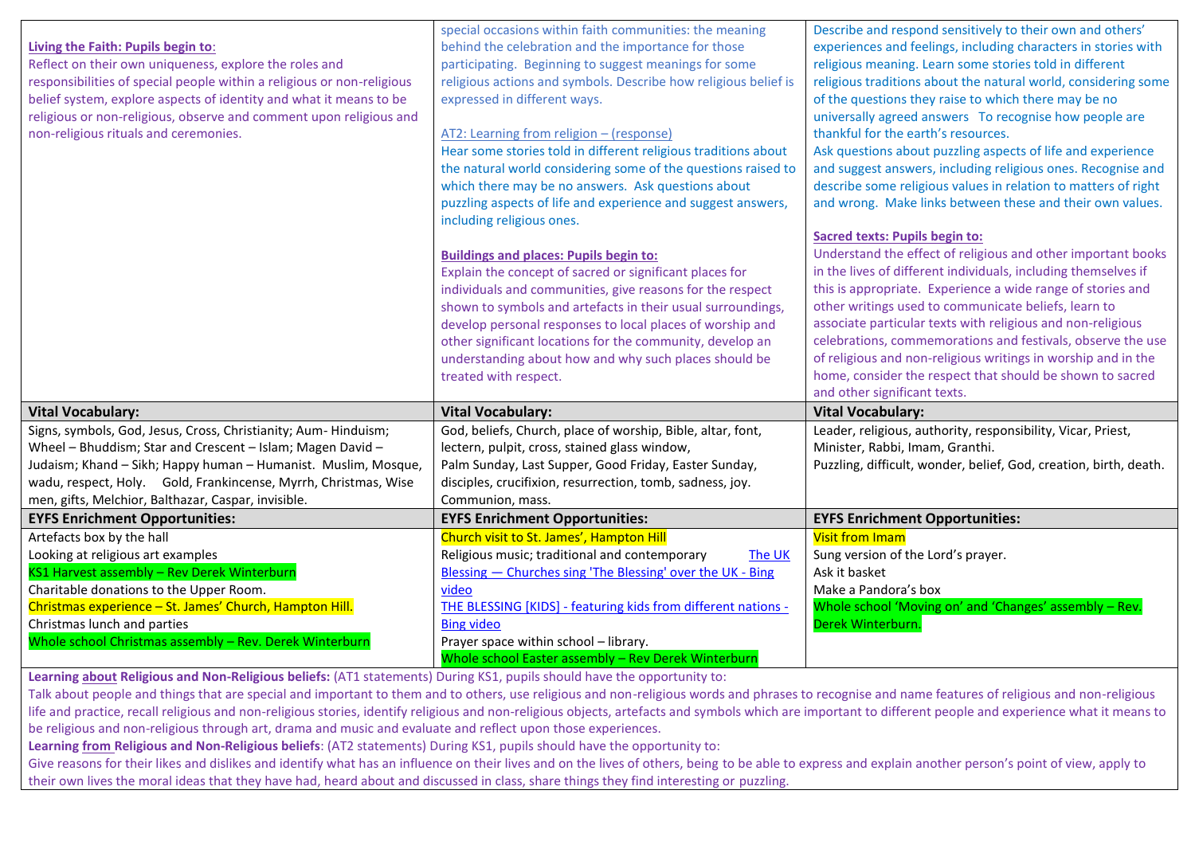| | | |
|---|---|---|
| **Living the Faith: Pupils begin to**:<br>Reflect on their own uniqueness, explore the roles and responsibilities of special people within a religious or non-religious belief system, explore aspects of identity and what it means to be religious or non-religious, observe and comment upon religious and non-religious rituals and ceremonies. | special occasions within faith communities: the meaning behind the celebration and the importance for those participating. Beginning to suggest meanings for some religious actions and symbols. Describe how religious belief is expressed in different ways.<br><br>AT2: Learning from religion – (response)<br>Hear some stories told in different religious traditions about the natural world considering some of the questions raised to which there may be no answers. Ask questions about puzzling aspects of life and experience and suggest answers, including religious ones.<br><br>**Buildings and places: Pupils begin to:**<br>Explain the concept of sacred or significant places for individuals and communities, give reasons for the respect shown to symbols and artefacts in their usual surroundings, develop personal responses to local places of worship and other significant locations for the community, develop an understanding about how and why such places should be treated with respect. | Describe and respond sensitively to their own and others' experiences and feelings, including characters in stories with religious meaning. Learn some stories told in different religious traditions about the natural world, considering some of the questions they raise to which there may be no universally agreed answers To recognise how people are thankful for the earth's resources.<br>Ask questions about puzzling aspects of life and experience and suggest answers, including religious ones. Recognise and describe some religious values in relation to matters of right and wrong. Make links between these and their own values.<br><br>**Sacred texts: Pupils begin to:**<br>Understand the effect of religious and other important books in the lives of different individuals, including themselves if this is appropriate. Experience a wide range of stories and other writings used to communicate beliefs, learn to associate particular texts with religious and non-religious celebrations, commemorations and festivals, observe the use of religious and non-religious writings in worship and in the home, consider the respect that should be shown to sacred and other significant texts. |
| **Vital Vocabulary:** | **Vital Vocabulary:** | **Vital Vocabulary:** |
| Signs, symbols, God, Jesus, Cross, Christianity; Aum- Hinduism; Wheel – Bhuddism; Star and Crescent – Islam; Magen David – Judaism; Khand – Sikh; Happy human – Humanist. Muslim, Mosque, wadu, respect, Holy. Gold, Frankincense, Myrrh, Christmas, Wise men, gifts, Melchior, Balthazar, Caspar, invisible. | God, beliefs, Church, place of worship, Bible, altar, font, lectern, pulpit, cross, stained glass window,<br>Palm Sunday, Last Supper, Good Friday, Easter Sunday, disciples, crucifixion, resurrection, tomb, sadness, joy.<br>Communion, mass. | Leader, religious, authority, responsibility, Vicar, Priest, Minister, Rabbi, Imam, Granthi.<br>Puzzling, difficult, wonder, belief, God, creation, birth, death. |
| **EYFS Enrichment Opportunities:** | **EYFS Enrichment Opportunities:** | **EYFS Enrichment Opportunities:** |
| Artefacts box by the hall<br>Looking at religious art examples<br>KS1 Harvest assembly – Rev Derek Winterburn<br>Charitable donations to the Upper Room.<br>Christmas experience – St. James' Church, Hampton Hill.<br>Christmas lunch and parties<br>Whole school Christmas assembly – Rev. Derek Winterburn | Church visit to St. James', Hampton Hill<br>Religious music; traditional and contemporary The UK Blessing — Churches sing 'The Blessing' over the UK - Bing video<br>THE BLESSING [KIDS] - featuring kids from different nations - Bing video<br>Prayer space within school – library.<br>Whole school Easter assembly – Rev Derek Winterburn | Visit from Imam<br>Sung version of the Lord's prayer.<br>Ask it basket<br>Make a Pandora's box<br>Whole school 'Moving on' and 'Changes' assembly – Rev. Derek Winterburn. |

**Learning about Religious and Non-Religious beliefs:** (AT1 statements) During KS1, pupils should have the opportunity to:
Talk about people and things that are special and important to them and to others, use religious and non-religious words and phrases to recognise and name features of religious and non-religious life and practice, recall religious and non-religious stories, identify religious and non-religious objects, artefacts and symbols which are important to different people and experience what it means to be religious and non-religious through art, drama and music and evaluate and reflect upon those experiences.

**Learning from Religious and Non-Religious beliefs**: (AT2 statements) During KS1, pupils should have the opportunity to:
Give reasons for their likes and dislikes and identify what has an influence on their lives and on the lives of others, being to be able to express and explain another person's point of view, apply to their own lives the moral ideas that they have had, heard about and discussed in class, share things they find interesting or puzzling.